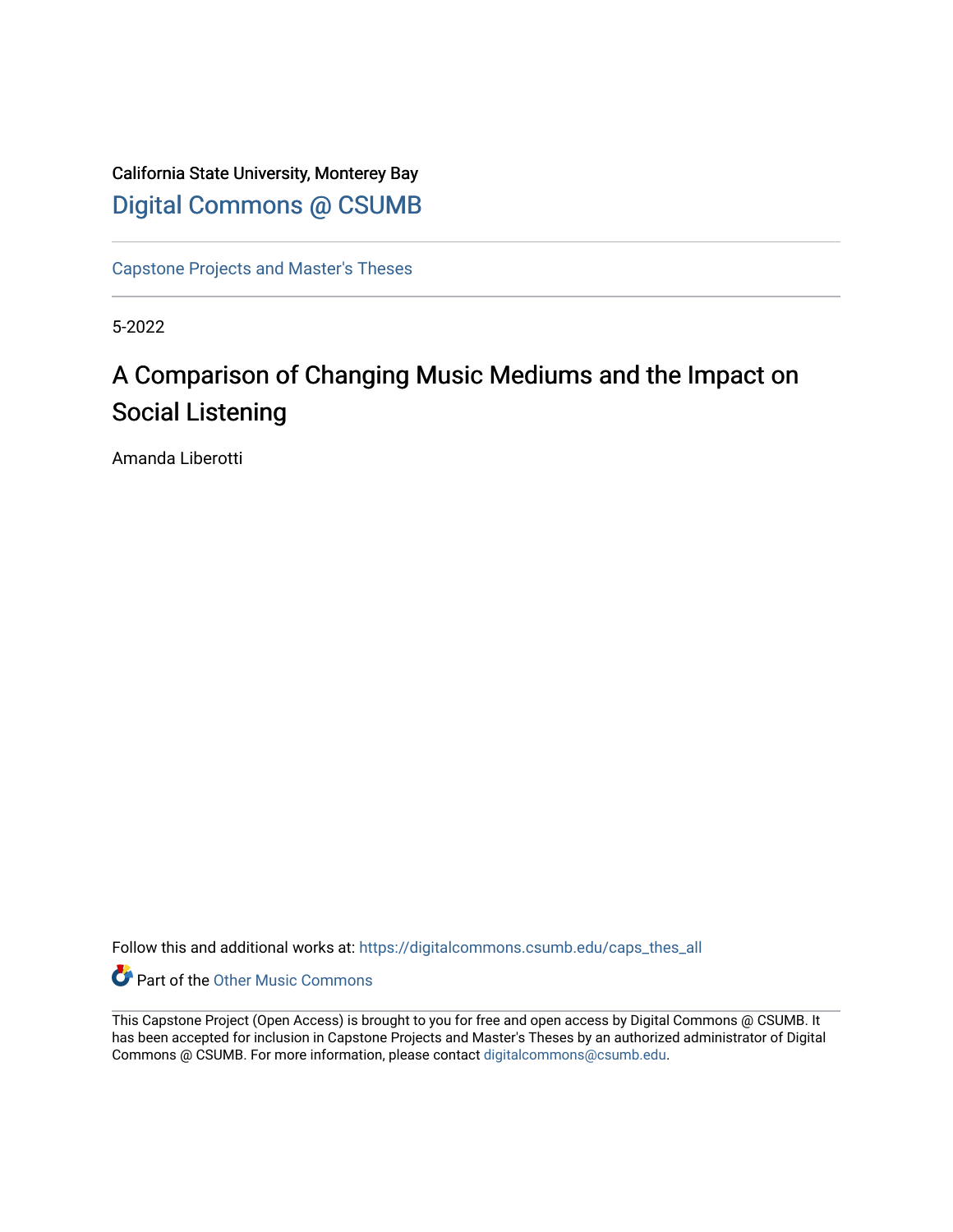California State University, Monterey Bay

Digital Commons @ CSUMB

Capstone Projects and Master's Theses

5-2022

# A Comparison of Changing Music Mediums and the Impact on Social Listening

Amanda Liberotti

Follow this and additional works at: https://digitalcommons.csumb.edu/caps_thes_all

Part of the Other Music Commons

This Capstone Project (Open Access) is brought to you for free and open access by Digital Commons @ CSUMB. It has been accepted for inclusion in Capstone Projects and Master's Theses by an authorized administrator of Digital Commons @ CSUMB. For more information, please contact digitalcommons@csumb.edu.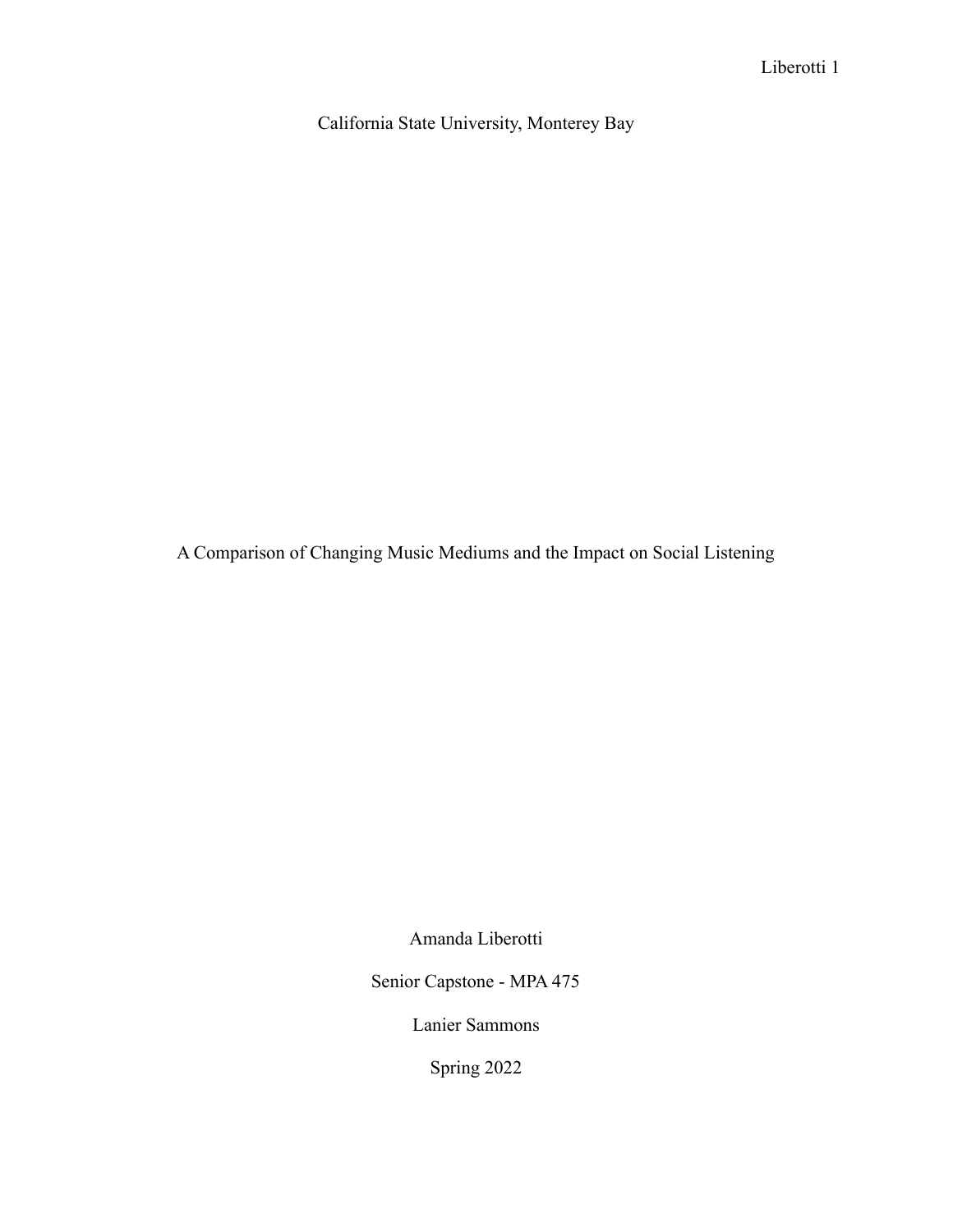California State University, Monterey Bay

# A Comparison of Changing Music Mediums and the Impact on Social Listening

Amanda Liberotti

Senior Capstone - MPA 475

Lanier Sammons

Spring 2022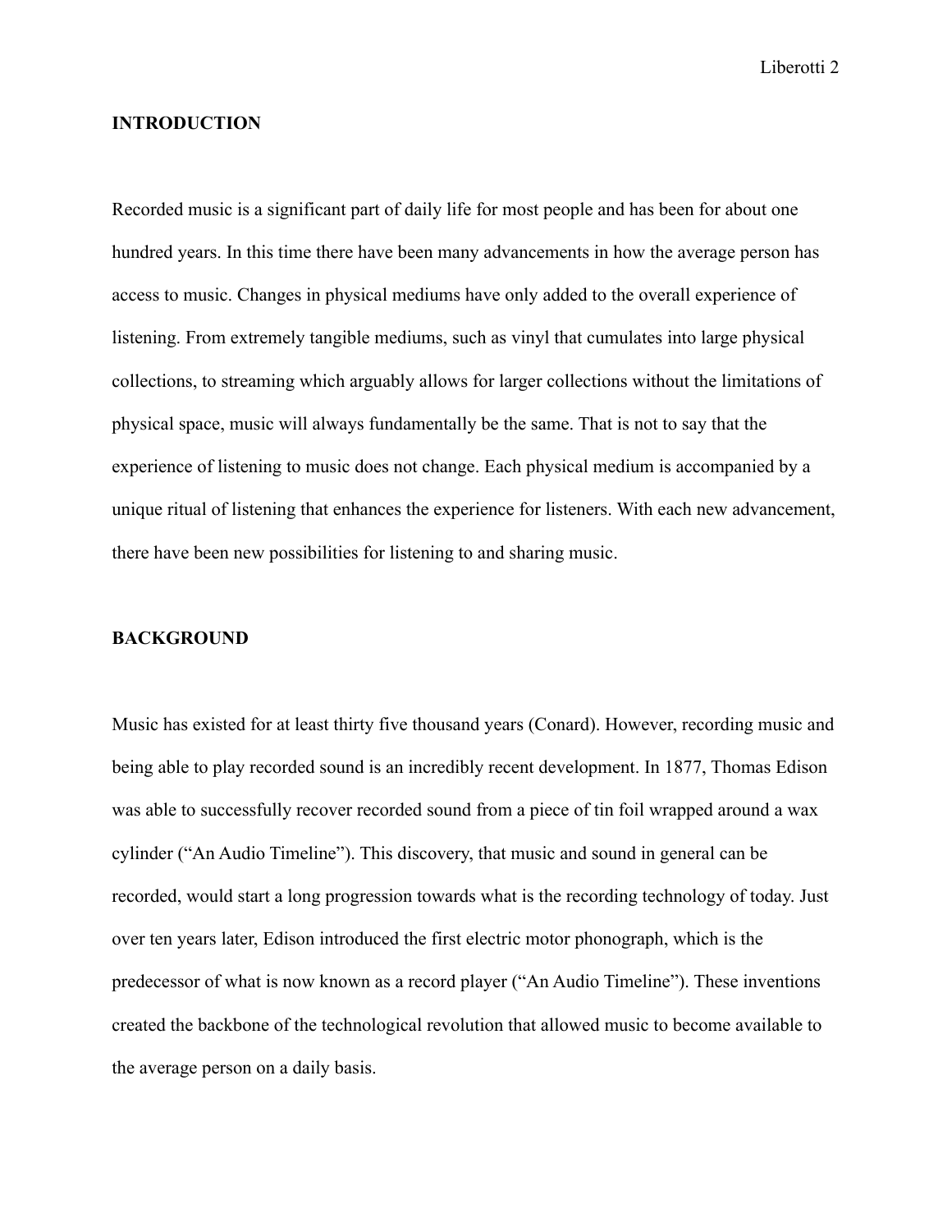## INTRODUCTION

Recorded music is a significant part of daily life for most people and has been for about one hundred years. In this time there have been many advancements in how the average person has access to music. Changes in physical mediums have only added to the overall experience of listening. From extremely tangible mediums, such as vinyl that cumulates into large physical collections, to streaming which arguably allows for larger collections without the limitations of physical space, music will always fundamentally be the same. That is not to say that the experience of listening to music does not change. Each physical medium is accompanied by a unique ritual of listening that enhances the experience for listeners. With each new advancement, there have been new possibilities for listening to and sharing music.

## BACKGROUND

Music has existed for at least thirty five thousand years (Conard). However, recording music and being able to play recorded sound is an incredibly recent development. In 1877, Thomas Edison was able to successfully recover recorded sound from a piece of tin foil wrapped around a wax cylinder ("An Audio Timeline"). This discovery, that music and sound in general can be recorded, would start a long progression towards what is the recording technology of today. Just over ten years later, Edison introduced the first electric motor phonograph, which is the predecessor of what is now known as a record player ("An Audio Timeline"). These inventions created the backbone of the technological revolution that allowed music to become available to the average person on a daily basis.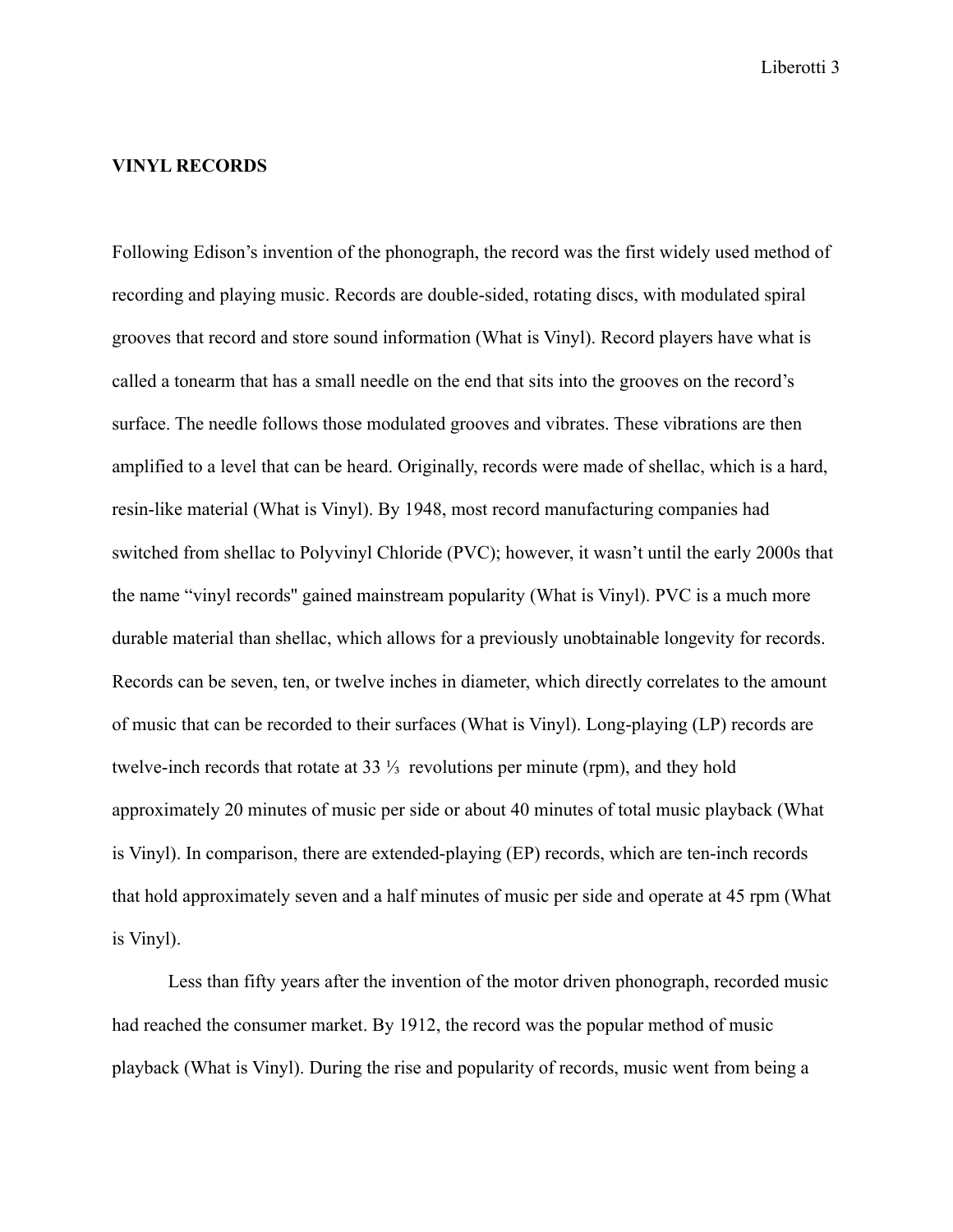**VINYL RECORDS**

Following Edison's invention of the phonograph, the record was the first widely used method of recording and playing music. Records are double-sided, rotating discs, with modulated spiral grooves that record and store sound information (What is Vinyl). Record players have what is called a tonearm that has a small needle on the end that sits into the grooves on the record's surface. The needle follows those modulated grooves and vibrates. These vibrations are then amplified to a level that can be heard. Originally, records were made of shellac, which is a hard, resin-like material (What is Vinyl). By 1948, most record manufacturing companies had switched from shellac to Polyvinyl Chloride (PVC); however, it wasn't until the early 2000s that the name "vinyl records" gained mainstream popularity (What is Vinyl). PVC is a much more durable material than shellac, which allows for a previously unobtainable longevity for records. Records can be seven, ten, or twelve inches in diameter, which directly correlates to the amount of music that can be recorded to their surfaces (What is Vinyl). Long-playing (LP) records are twelve-inch records that rotate at 33 ⅓ revolutions per minute (rpm), and they hold approximately 20 minutes of music per side or about 40 minutes of total music playback (What is Vinyl). In comparison, there are extended-playing (EP) records, which are ten-inch records that hold approximately seven and a half minutes of music per side and operate at 45 rpm (What is Vinyl).

Less than fifty years after the invention of the motor driven phonograph, recorded music had reached the consumer market. By 1912, the record was the popular method of music playback (What is Vinyl). During the rise and popularity of records, music went from being a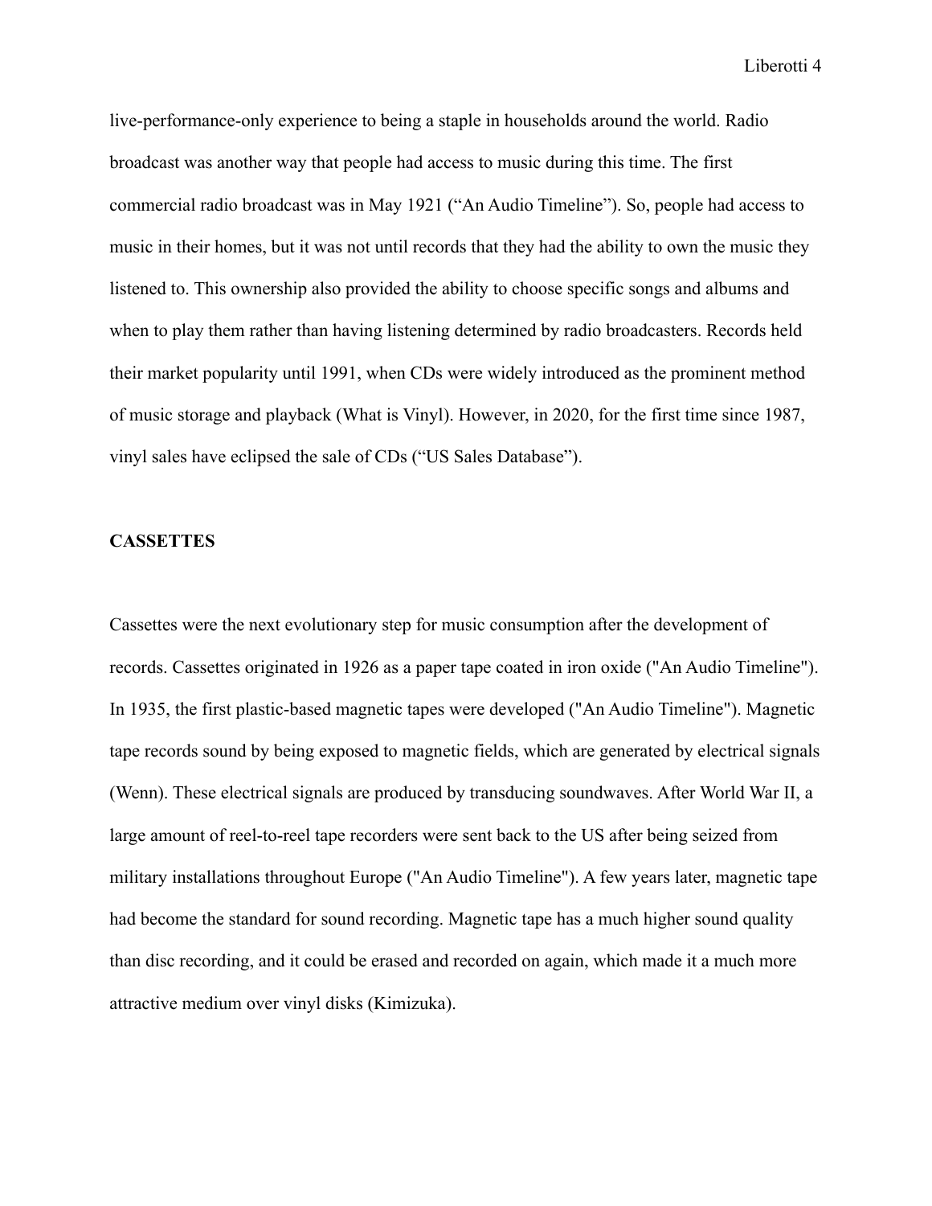live-performance-only experience to being a staple in households around the world. Radio broadcast was another way that people had access to music during this time. The first commercial radio broadcast was in May 1921 ("An Audio Timeline"). So, people had access to music in their homes, but it was not until records that they had the ability to own the music they listened to. This ownership also provided the ability to choose specific songs and albums and when to play them rather than having listening determined by radio broadcasters. Records held their market popularity until 1991, when CDs were widely introduced as the prominent method of music storage and playback (What is Vinyl). However, in 2020, for the first time since 1987, vinyl sales have eclipsed the sale of CDs ("US Sales Database").

**CASSETTES**

Cassettes were the next evolutionary step for music consumption after the development of records. Cassettes originated in 1926 as a paper tape coated in iron oxide ("An Audio Timeline"). In 1935, the first plastic-based magnetic tapes were developed ("An Audio Timeline"). Magnetic tape records sound by being exposed to magnetic fields, which are generated by electrical signals (Wenn). These electrical signals are produced by transducing soundwaves. After World War II, a large amount of reel-to-reel tape recorders were sent back to the US after being seized from military installations throughout Europe ("An Audio Timeline"). A few years later, magnetic tape had become the standard for sound recording. Magnetic tape has a much higher sound quality than disc recording, and it could be erased and recorded on again, which made it a much more attractive medium over vinyl disks (Kimizuka).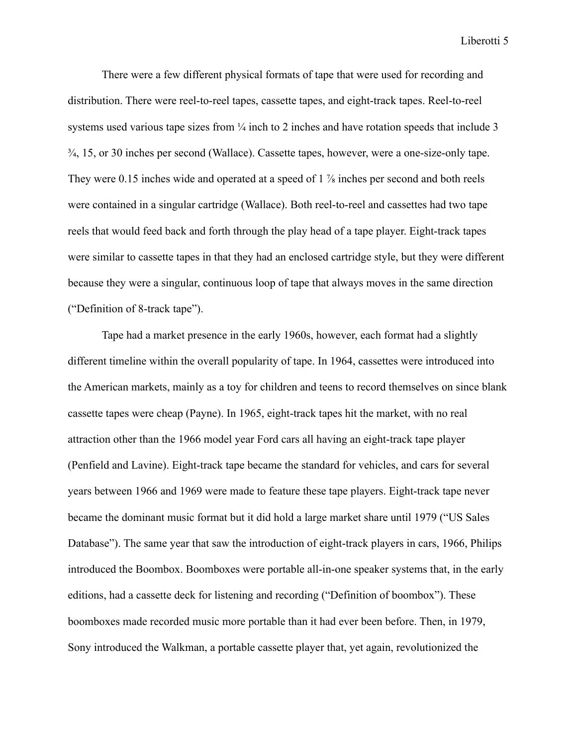There were a few different physical formats of tape that were used for recording and distribution. There were reel-to-reel tapes, cassette tapes, and eight-track tapes. Reel-to-reel systems used various tape sizes from ¼ inch to 2 inches and have rotation speeds that include 3 ¾, 15, or 30 inches per second (Wallace). Cassette tapes, however, were a one-size-only tape. They were 0.15 inches wide and operated at a speed of 1 ⅞ inches per second and both reels were contained in a singular cartridge (Wallace). Both reel-to-reel and cassettes had two tape reels that would feed back and forth through the play head of a tape player. Eight-track tapes were similar to cassette tapes in that they had an enclosed cartridge style, but they were different because they were a singular, continuous loop of tape that always moves in the same direction ("Definition of 8-track tape").

Tape had a market presence in the early 1960s, however, each format had a slightly different timeline within the overall popularity of tape. In 1964, cassettes were introduced into the American markets, mainly as a toy for children and teens to record themselves on since blank cassette tapes were cheap (Payne). In 1965, eight-track tapes hit the market, with no real attraction other than the 1966 model year Ford cars all having an eight-track tape player (Penfield and Lavine). Eight-track tape became the standard for vehicles, and cars for several years between 1966 and 1969 were made to feature these tape players. Eight-track tape never became the dominant music format but it did hold a large market share until 1979 ("US Sales Database"). The same year that saw the introduction of eight-track players in cars, 1966, Philips introduced the Boombox. Boomboxes were portable all-in-one speaker systems that, in the early editions, had a cassette deck for listening and recording ("Definition of boombox"). These boomboxes made recorded music more portable than it had ever been before. Then, in 1979, Sony introduced the Walkman, a portable cassette player that, yet again, revolutionized the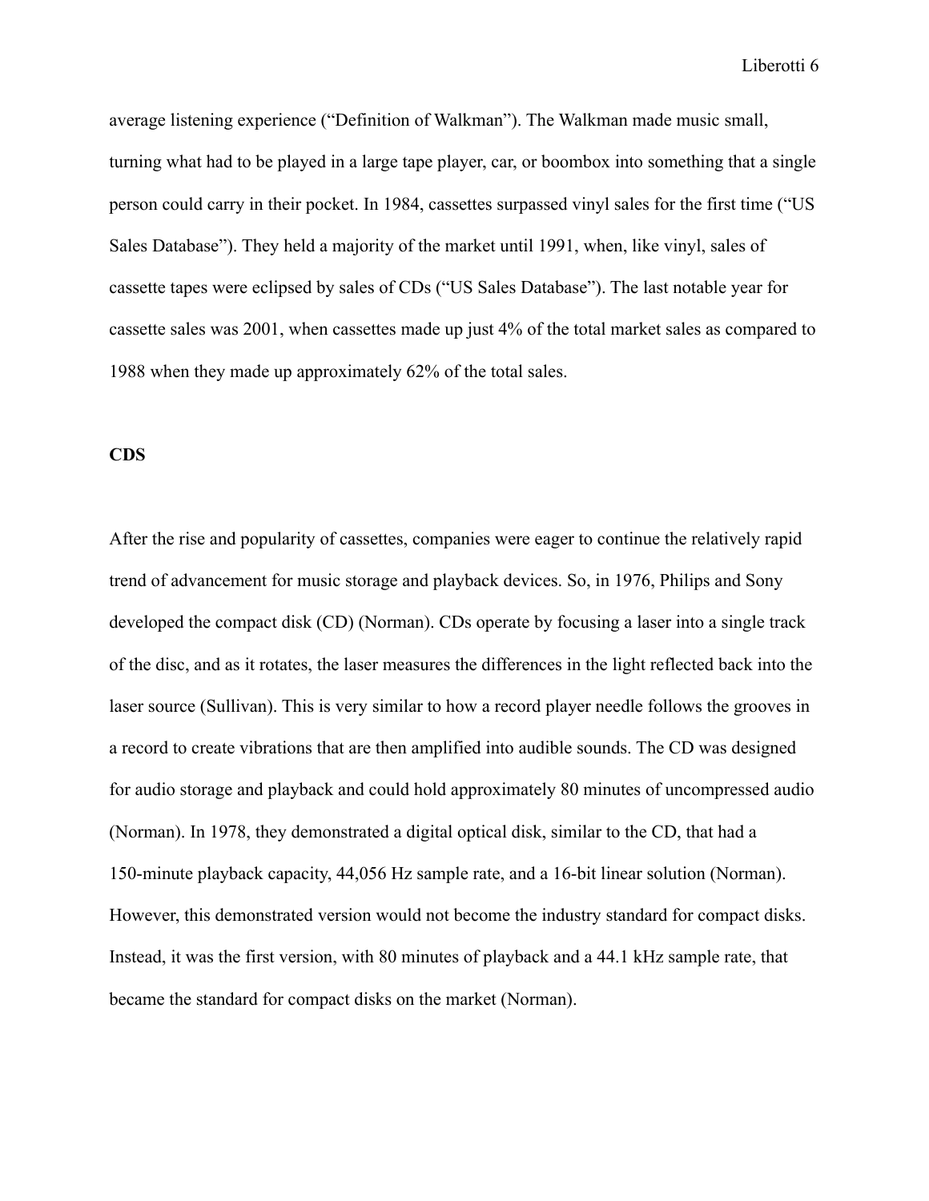average listening experience ("Definition of Walkman"). The Walkman made music small, turning what had to be played in a large tape player, car, or boombox into something that a single person could carry in their pocket. In 1984, cassettes surpassed vinyl sales for the first time ("US Sales Database"). They held a majority of the market until 1991, when, like vinyl, sales of cassette tapes were eclipsed by sales of CDs ("US Sales Database"). The last notable year for cassette sales was 2001, when cassettes made up just 4% of the total market sales as compared to 1988 when they made up approximately 62% of the total sales.

**CDS**

After the rise and popularity of cassettes, companies were eager to continue the relatively rapid trend of advancement for music storage and playback devices. So, in 1976, Philips and Sony developed the compact disk (CD) (Norman). CDs operate by focusing a laser into a single track of the disc, and as it rotates, the laser measures the differences in the light reflected back into the laser source (Sullivan). This is very similar to how a record player needle follows the grooves in a record to create vibrations that are then amplified into audible sounds. The CD was designed for audio storage and playback and could hold approximately 80 minutes of uncompressed audio (Norman). In 1978, they demonstrated a digital optical disk, similar to the CD, that had a 150-minute playback capacity, 44,056 Hz sample rate, and a 16-bit linear solution (Norman). However, this demonstrated version would not become the industry standard for compact disks. Instead, it was the first version, with 80 minutes of playback and a 44.1 kHz sample rate, that became the standard for compact disks on the market (Norman).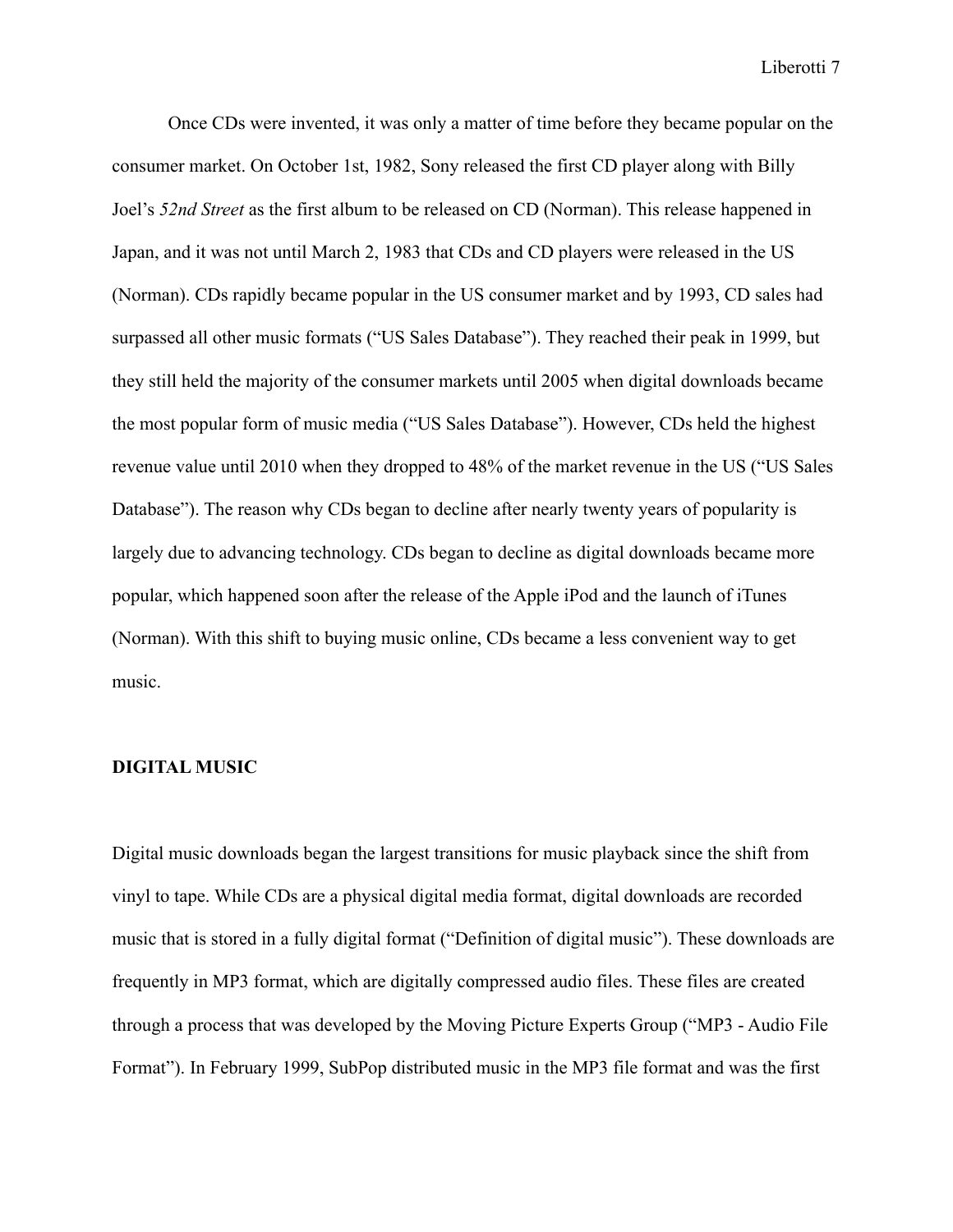Once CDs were invented, it was only a matter of time before they became popular on the consumer market. On October 1st, 1982, Sony released the first CD player along with Billy Joel's *52nd Street* as the first album to be released on CD (Norman). This release happened in Japan, and it was not until March 2, 1983 that CDs and CD players were released in the US (Norman). CDs rapidly became popular in the US consumer market and by 1993, CD sales had surpassed all other music formats ("US Sales Database"). They reached their peak in 1999, but they still held the majority of the consumer markets until 2005 when digital downloads became the most popular form of music media ("US Sales Database"). However, CDs held the highest revenue value until 2010 when they dropped to 48% of the market revenue in the US ("US Sales Database"). The reason why CDs began to decline after nearly twenty years of popularity is largely due to advancing technology. CDs began to decline as digital downloads became more popular, which happened soon after the release of the Apple iPod and the launch of iTunes (Norman). With this shift to buying music online, CDs became a less convenient way to get music.

## DIGITAL MUSIC

Digital music downloads began the largest transitions for music playback since the shift from vinyl to tape. While CDs are a physical digital media format, digital downloads are recorded music that is stored in a fully digital format ("Definition of digital music"). These downloads are frequently in MP3 format, which are digitally compressed audio files. These files are created through a process that was developed by the Moving Picture Experts Group ("MP3 - Audio File Format"). In February 1999, SubPop distributed music in the MP3 file format and was the first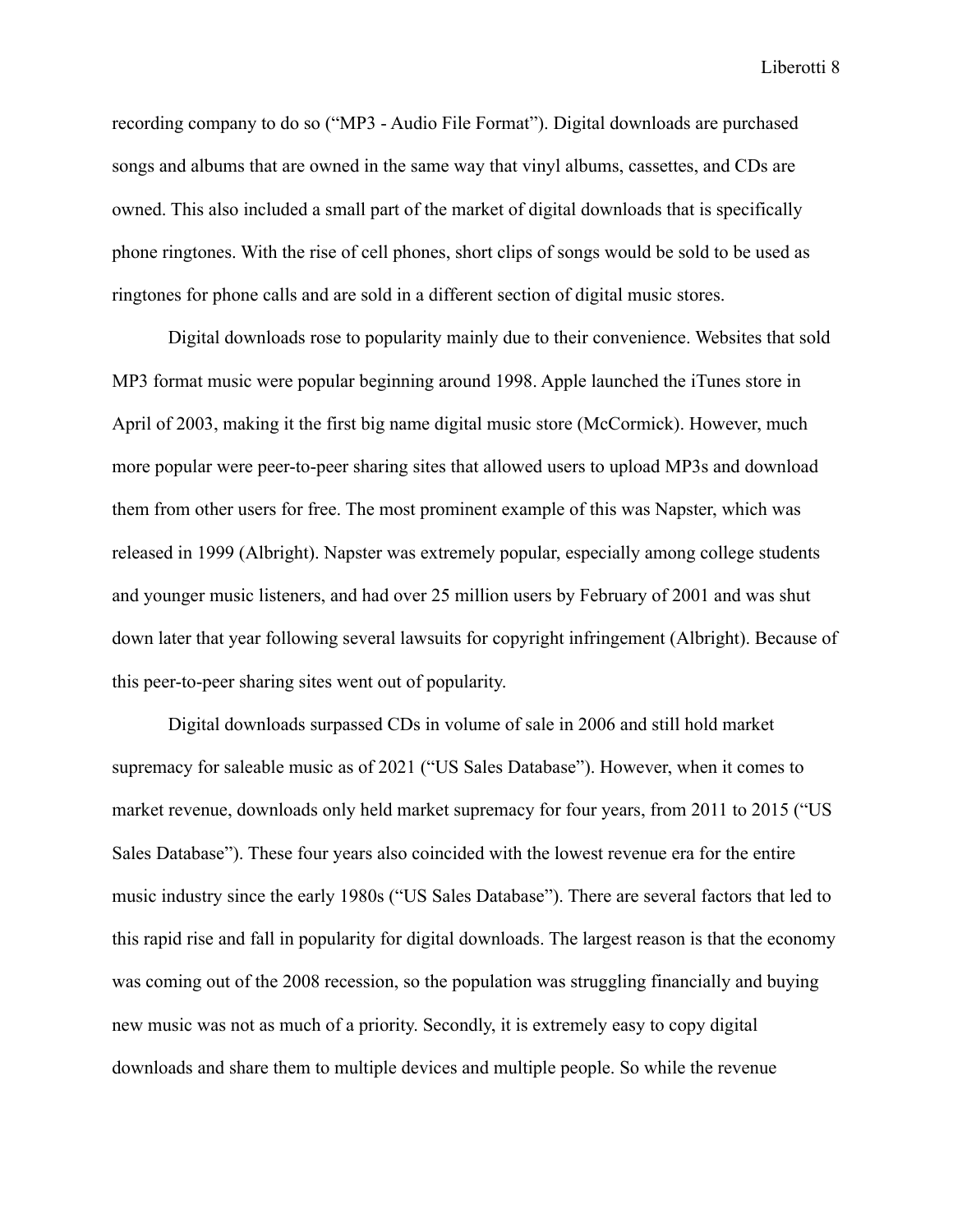recording company to do so ("MP3 - Audio File Format"). Digital downloads are purchased songs and albums that are owned in the same way that vinyl albums, cassettes, and CDs are owned. This also included a small part of the market of digital downloads that is specifically phone ringtones. With the rise of cell phones, short clips of songs would be sold to be used as ringtones for phone calls and are sold in a different section of digital music stores.

Digital downloads rose to popularity mainly due to their convenience. Websites that sold MP3 format music were popular beginning around 1998. Apple launched the iTunes store in April of 2003, making it the first big name digital music store (McCormick). However, much more popular were peer-to-peer sharing sites that allowed users to upload MP3s and download them from other users for free. The most prominent example of this was Napster, which was released in 1999 (Albright). Napster was extremely popular, especially among college students and younger music listeners, and had over 25 million users by February of 2001 and was shut down later that year following several lawsuits for copyright infringement (Albright). Because of this peer-to-peer sharing sites went out of popularity.

Digital downloads surpassed CDs in volume of sale in 2006 and still hold market supremacy for saleable music as of 2021 ("US Sales Database"). However, when it comes to market revenue, downloads only held market supremacy for four years, from 2011 to 2015 ("US Sales Database"). These four years also coincided with the lowest revenue era for the entire music industry since the early 1980s ("US Sales Database"). There are several factors that led to this rapid rise and fall in popularity for digital downloads. The largest reason is that the economy was coming out of the 2008 recession, so the population was struggling financially and buying new music was not as much of a priority. Secondly, it is extremely easy to copy digital downloads and share them to multiple devices and multiple people. So while the revenue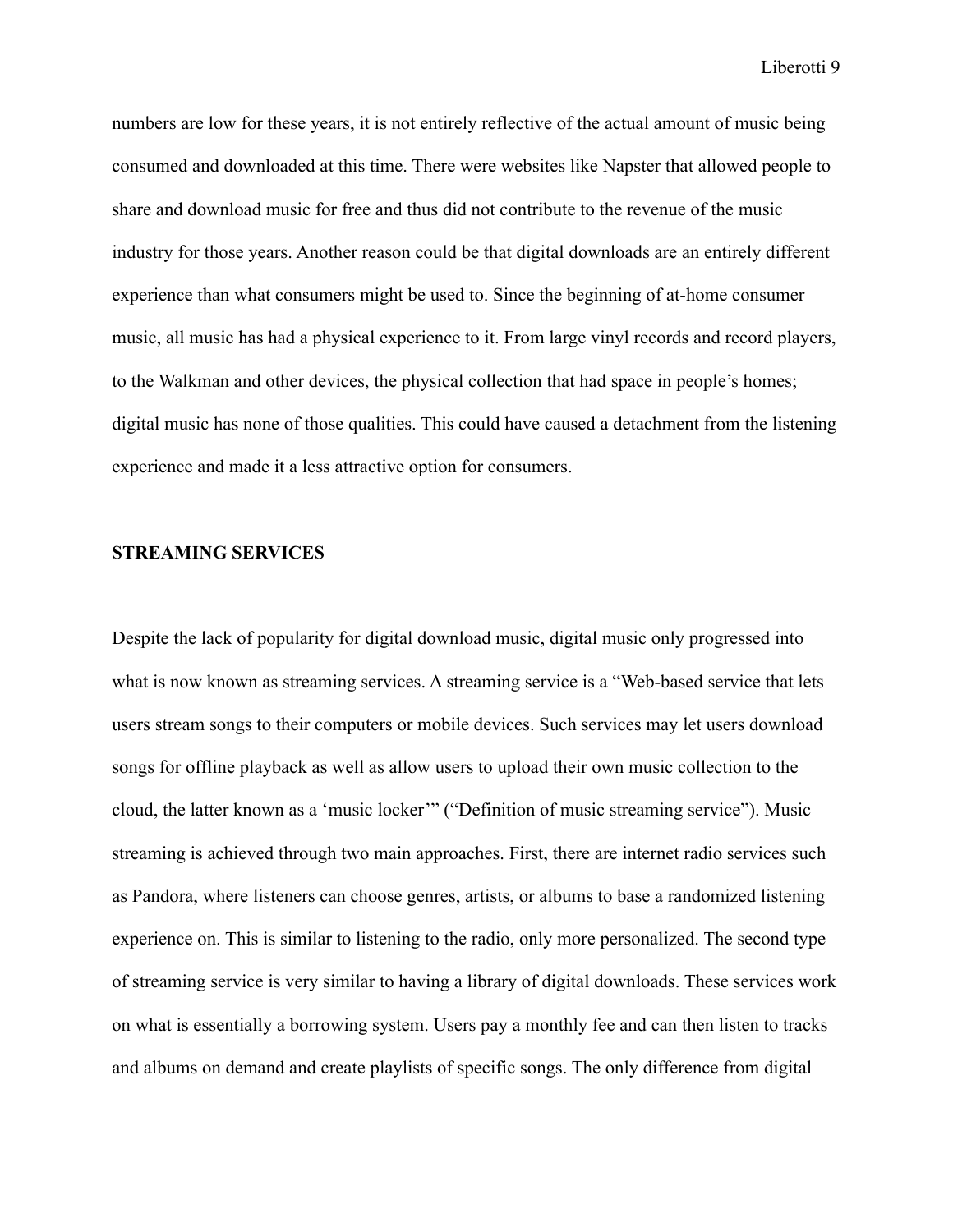numbers are low for these years, it is not entirely reflective of the actual amount of music being consumed and downloaded at this time. There were websites like Napster that allowed people to share and download music for free and thus did not contribute to the revenue of the music industry for those years. Another reason could be that digital downloads are an entirely different experience than what consumers might be used to. Since the beginning of at-home consumer music, all music has had a physical experience to it. From large vinyl records and record players, to the Walkman and other devices, the physical collection that had space in people's homes; digital music has none of those qualities. This could have caused a detachment from the listening experience and made it a less attractive option for consumers.

**STREAMING SERVICES**

Despite the lack of popularity for digital download music, digital music only progressed into what is now known as streaming services. A streaming service is a "Web-based service that lets users stream songs to their computers or mobile devices. Such services may let users download songs for offline playback as well as allow users to upload their own music collection to the cloud, the latter known as a 'music locker'" ("Definition of music streaming service"). Music streaming is achieved through two main approaches. First, there are internet radio services such as Pandora, where listeners can choose genres, artists, or albums to base a randomized listening experience on. This is similar to listening to the radio, only more personalized. The second type of streaming service is very similar to having a library of digital downloads. These services work on what is essentially a borrowing system. Users pay a monthly fee and can then listen to tracks and albums on demand and create playlists of specific songs. The only difference from digital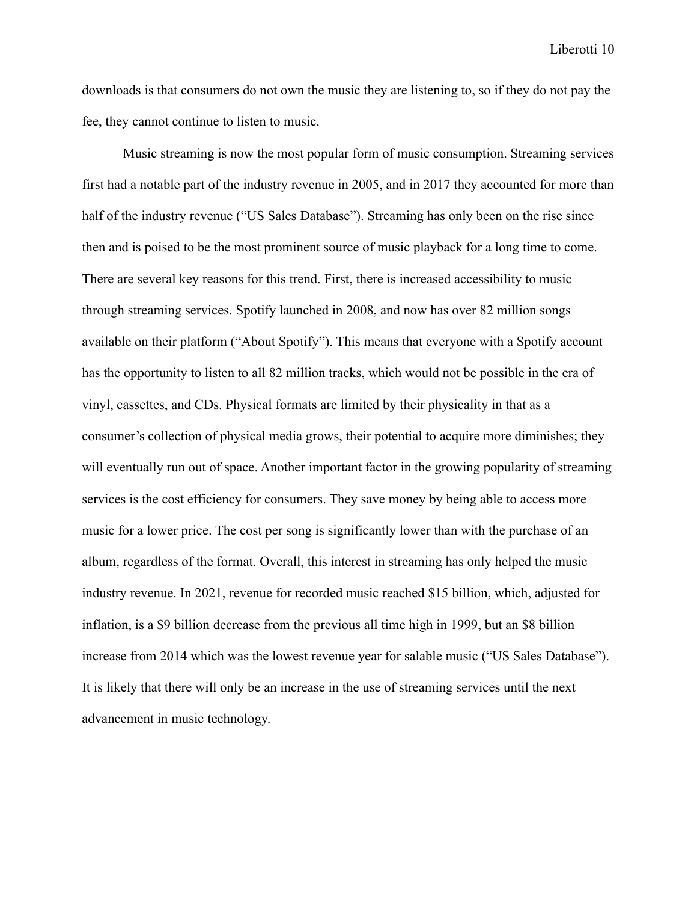downloads is that consumers do not own the music they are listening to, so if they do not pay the fee, they cannot continue to listen to music.

Music streaming is now the most popular form of music consumption. Streaming services first had a notable part of the industry revenue in 2005, and in 2017 they accounted for more than half of the industry revenue ("US Sales Database"). Streaming has only been on the rise since then and is poised to be the most prominent source of music playback for a long time to come. There are several key reasons for this trend. First, there is increased accessibility to music through streaming services. Spotify launched in 2008, and now has over 82 million songs available on their platform ("About Spotify"). This means that everyone with a Spotify account has the opportunity to listen to all 82 million tracks, which would not be possible in the era of vinyl, cassettes, and CDs. Physical formats are limited by their physicality in that as a consumer's collection of physical media grows, their potential to acquire more diminishes; they will eventually run out of space. Another important factor in the growing popularity of streaming services is the cost efficiency for consumers. They save money by being able to access more music for a lower price. The cost per song is significantly lower than with the purchase of an album, regardless of the format. Overall, this interest in streaming has only helped the music industry revenue. In 2021, revenue for recorded music reached $15 billion, which, adjusted for inflation, is a $9 billion decrease from the previous all time high in 1999, but an $8 billion increase from 2014 which was the lowest revenue year for salable music ("US Sales Database"). It is likely that there will only be an increase in the use of streaming services until the next advancement in music technology.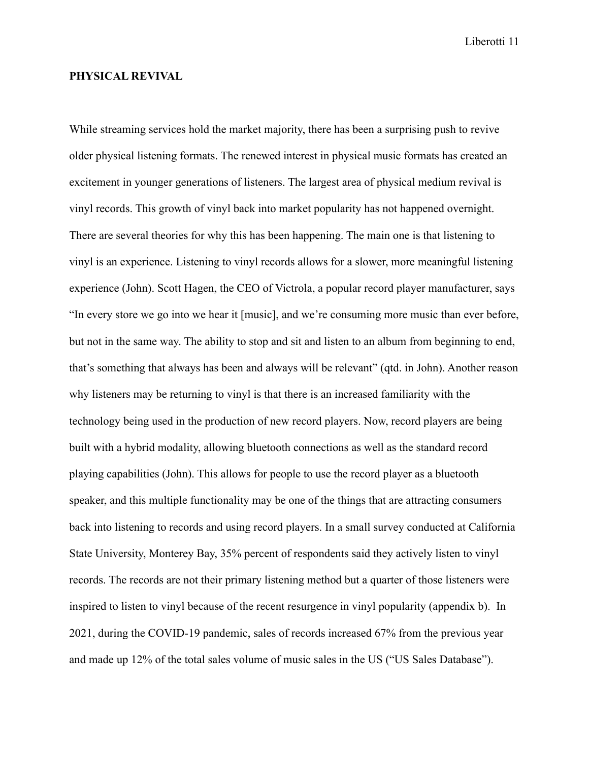**PHYSICAL REVIVAL**

While streaming services hold the market majority, there has been a surprising push to revive older physical listening formats. The renewed interest in physical music formats has created an excitement in younger generations of listeners. The largest area of physical medium revival is vinyl records. This growth of vinyl back into market popularity has not happened overnight. There are several theories for why this has been happening. The main one is that listening to vinyl is an experience. Listening to vinyl records allows for a slower, more meaningful listening experience (John). Scott Hagen, the CEO of Victrola, a popular record player manufacturer, says "In every store we go into we hear it [music], and we're consuming more music than ever before, but not in the same way. The ability to stop and sit and listen to an album from beginning to end, that's something that always has been and always will be relevant" (qtd. in John). Another reason why listeners may be returning to vinyl is that there is an increased familiarity with the technology being used in the production of new record players. Now, record players are being built with a hybrid modality, allowing bluetooth connections as well as the standard record playing capabilities (John). This allows for people to use the record player as a bluetooth speaker, and this multiple functionality may be one of the things that are attracting consumers back into listening to records and using record players. In a small survey conducted at California State University, Monterey Bay, 35% percent of respondents said they actively listen to vinyl records. The records are not their primary listening method but a quarter of those listeners were inspired to listen to vinyl because of the recent resurgence in vinyl popularity (appendix b). In 2021, during the COVID-19 pandemic, sales of records increased 67% from the previous year and made up 12% of the total sales volume of music sales in the US ("US Sales Database").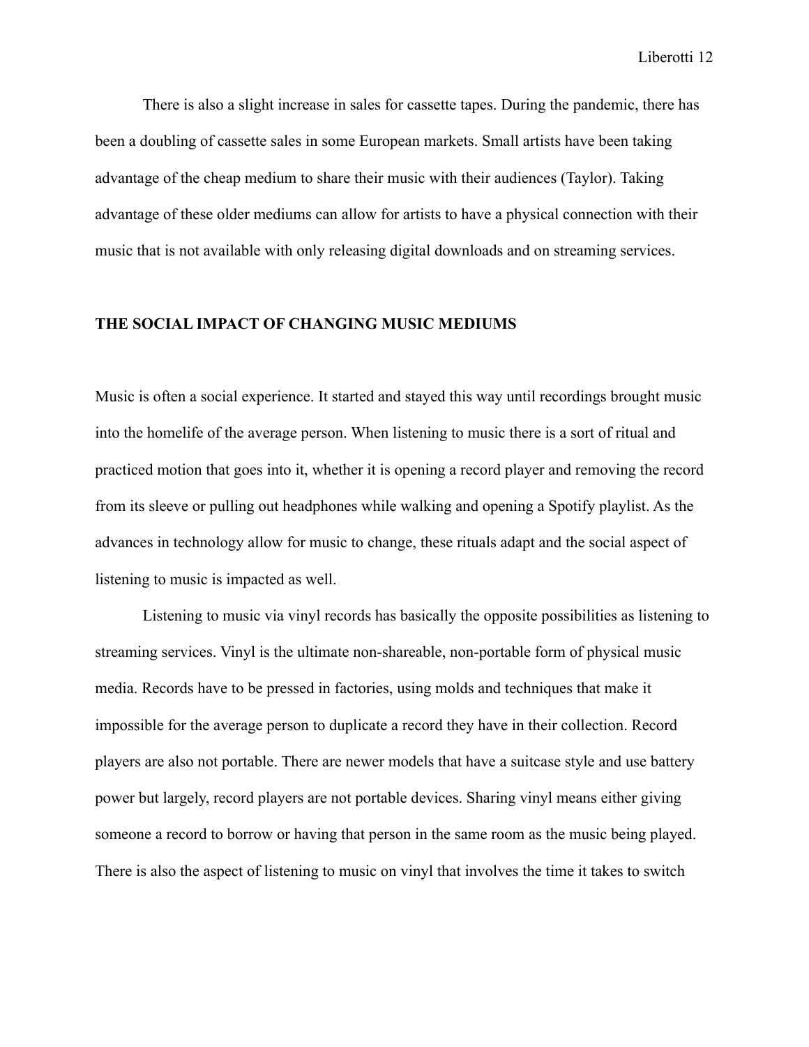There is also a slight increase in sales for cassette tapes. During the pandemic, there has been a doubling of cassette sales in some European markets. Small artists have been taking advantage of the cheap medium to share their music with their audiences (Taylor). Taking advantage of these older mediums can allow for artists to have a physical connection with their music that is not available with only releasing digital downloads and on streaming services.

## THE SOCIAL IMPACT OF CHANGING MUSIC MEDIUMS

Music is often a social experience. It started and stayed this way until recordings brought music into the homelife of the average person. When listening to music there is a sort of ritual and practiced motion that goes into it, whether it is opening a record player and removing the record from its sleeve or pulling out headphones while walking and opening a Spotify playlist. As the advances in technology allow for music to change, these rituals adapt and the social aspect of listening to music is impacted as well.

Listening to music via vinyl records has basically the opposite possibilities as listening to streaming services. Vinyl is the ultimate non-shareable, non-portable form of physical music media. Records have to be pressed in factories, using molds and techniques that make it impossible for the average person to duplicate a record they have in their collection. Record players are also not portable. There are newer models that have a suitcase style and use battery power but largely, record players are not portable devices. Sharing vinyl means either giving someone a record to borrow or having that person in the same room as the music being played. There is also the aspect of listening to music on vinyl that involves the time it takes to switch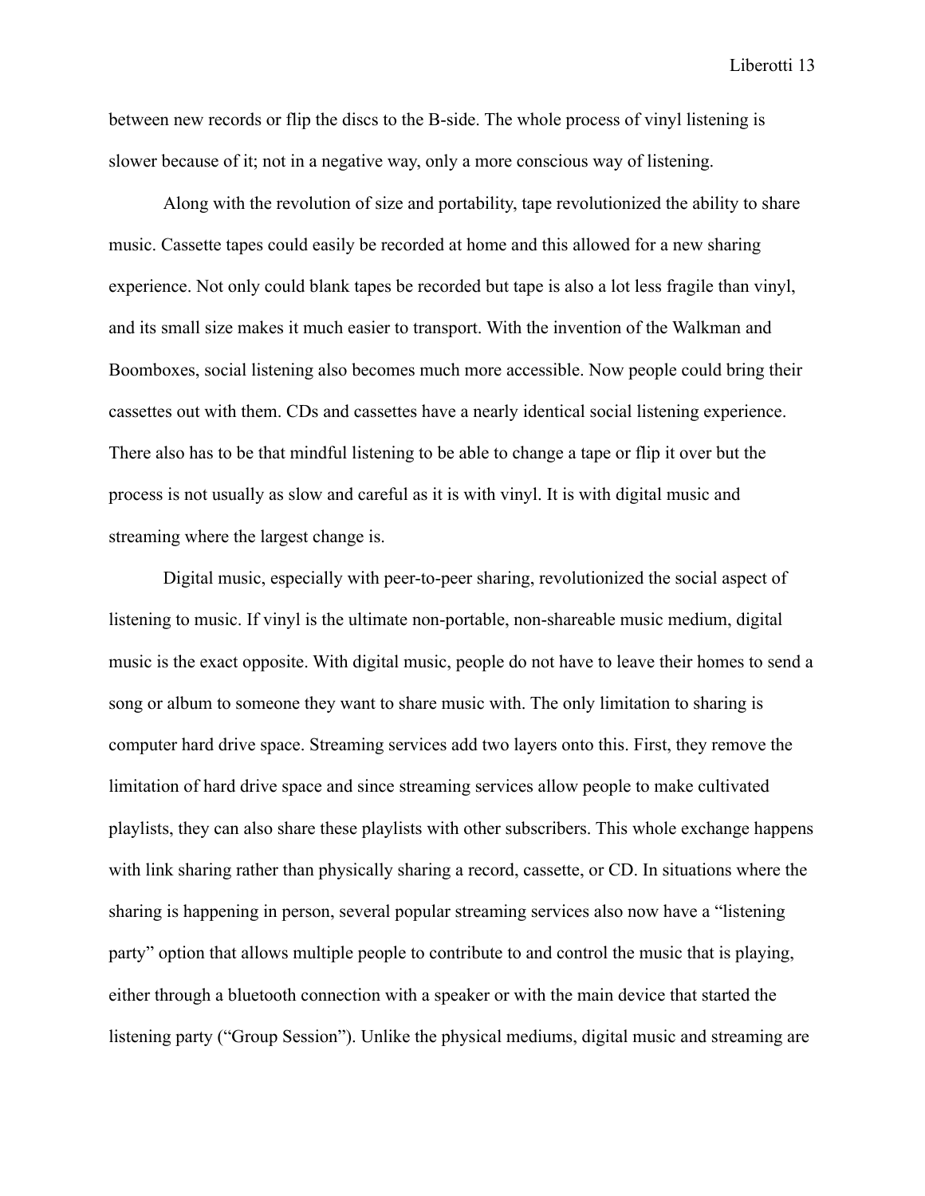between new records or flip the discs to the B-side. The whole process of vinyl listening is slower because of it; not in a negative way, only a more conscious way of listening.

Along with the revolution of size and portability, tape revolutionized the ability to share music. Cassette tapes could easily be recorded at home and this allowed for a new sharing experience. Not only could blank tapes be recorded but tape is also a lot less fragile than vinyl, and its small size makes it much easier to transport. With the invention of the Walkman and Boomboxes, social listening also becomes much more accessible. Now people could bring their cassettes out with them. CDs and cassettes have a nearly identical social listening experience. There also has to be that mindful listening to be able to change a tape or flip it over but the process is not usually as slow and careful as it is with vinyl. It is with digital music and streaming where the largest change is.

Digital music, especially with peer-to-peer sharing, revolutionized the social aspect of listening to music. If vinyl is the ultimate non-portable, non-shareable music medium, digital music is the exact opposite. With digital music, people do not have to leave their homes to send a song or album to someone they want to share music with. The only limitation to sharing is computer hard drive space. Streaming services add two layers onto this. First, they remove the limitation of hard drive space and since streaming services allow people to make cultivated playlists, they can also share these playlists with other subscribers. This whole exchange happens with link sharing rather than physically sharing a record, cassette, or CD. In situations where the sharing is happening in person, several popular streaming services also now have a "listening party" option that allows multiple people to contribute to and control the music that is playing, either through a bluetooth connection with a speaker or with the main device that started the listening party ("Group Session"). Unlike the physical mediums, digital music and streaming are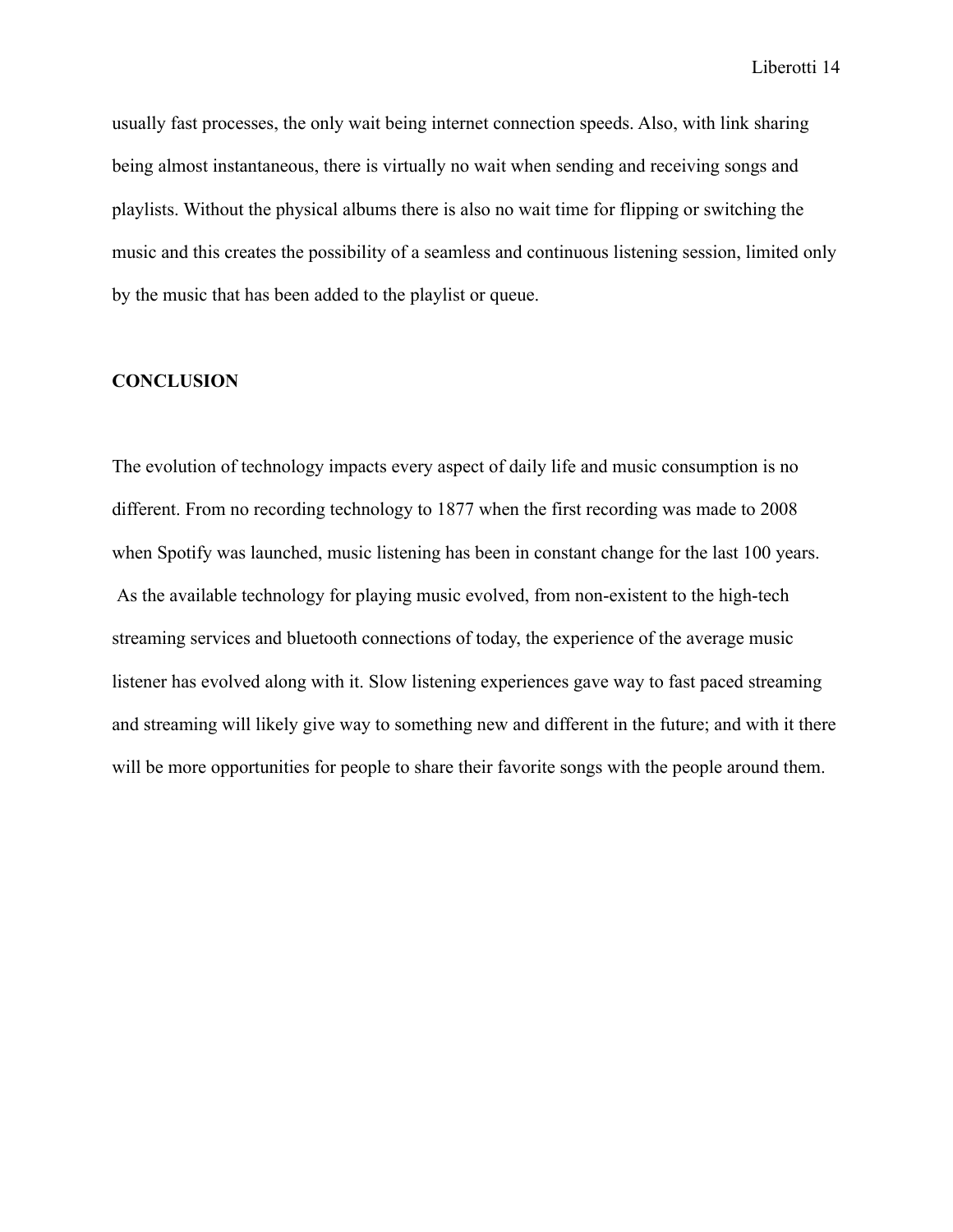usually fast processes, the only wait being internet connection speeds. Also, with link sharing being almost instantaneous, there is virtually no wait when sending and receiving songs and playlists. Without the physical albums there is also no wait time for flipping or switching the music and this creates the possibility of a seamless and continuous listening session, limited only by the music that has been added to the playlist or queue.

**CONCLUSION**

The evolution of technology impacts every aspect of daily life and music consumption is no different. From no recording technology to 1877 when the first recording was made to 2008 when Spotify was launched, music listening has been in constant change for the last 100 years. As the available technology for playing music evolved, from non-existent to the high-tech streaming services and bluetooth connections of today, the experience of the average music listener has evolved along with it. Slow listening experiences gave way to fast paced streaming and streaming will likely give way to something new and different in the future; and with it there will be more opportunities for people to share their favorite songs with the people around them.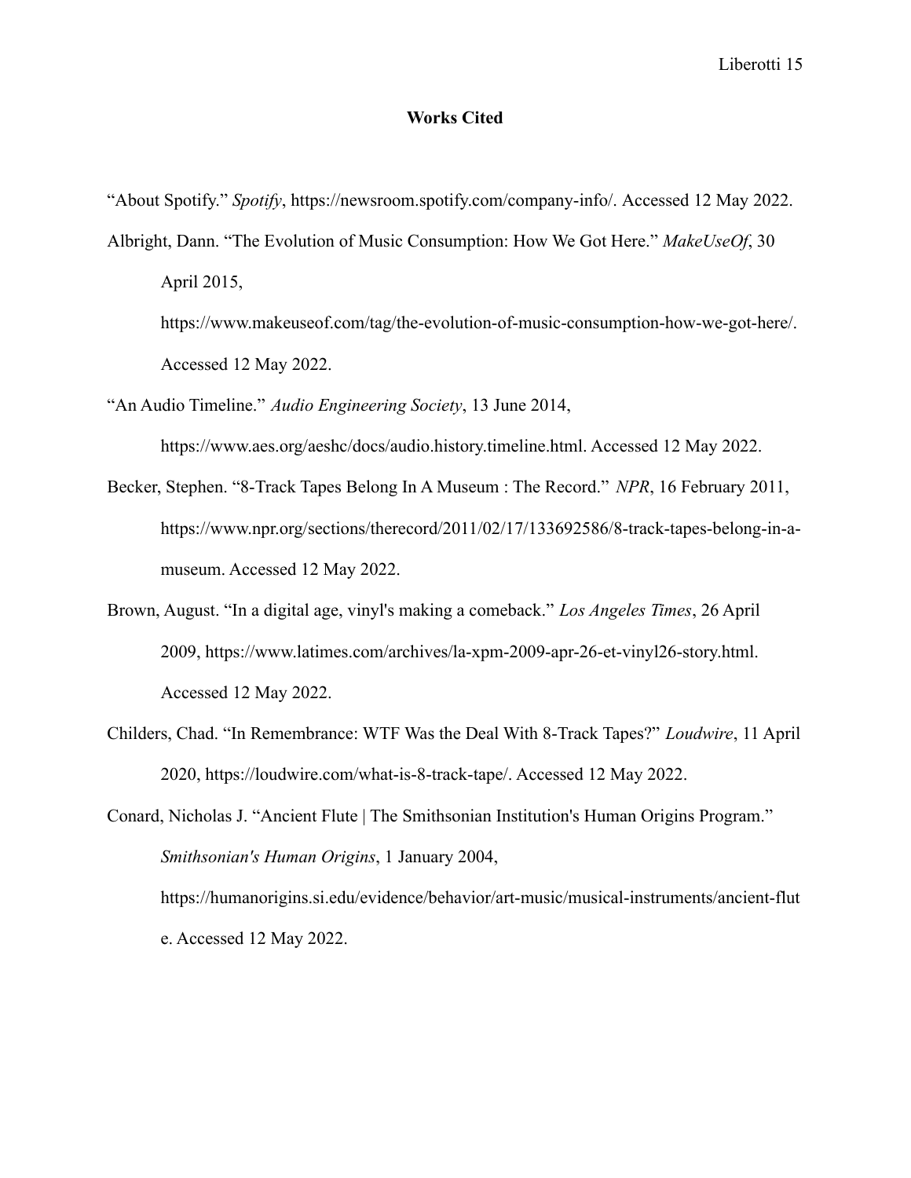# Works Cited

"About Spotify." *Spotify*, https://newsroom.spotify.com/company-info/. Accessed 12 May 2022.

Albright, Dann. "The Evolution of Music Consumption: How We Got Here." *MakeUseOf*, 30 April 2015, https://www.makeuseof.com/tag/the-evolution-of-music-consumption-how-we-got-here/. Accessed 12 May 2022.

"An Audio Timeline." *Audio Engineering Society*, 13 June 2014, https://www.aes.org/aeshc/docs/audio.history.timeline.html. Accessed 12 May 2022.

Becker, Stephen. "8-Track Tapes Belong In A Museum : The Record." *NPR*, 16 February 2011, https://www.npr.org/sections/therecord/2011/02/17/133692586/8-track-tapes-belong-in-a-museum. Accessed 12 May 2022.

Brown, August. "In a digital age, vinyl's making a comeback." *Los Angeles Times*, 26 April 2009, https://www.latimes.com/archives/la-xpm-2009-apr-26-et-vinyl26-story.html. Accessed 12 May 2022.

Childers, Chad. "In Remembrance: WTF Was the Deal With 8-Track Tapes?" *Loudwire*, 11 April 2020, https://loudwire.com/what-is-8-track-tape/. Accessed 12 May 2022.

Conard, Nicholas J. "Ancient Flute | The Smithsonian Institution's Human Origins Program." *Smithsonian's Human Origins*, 1 January 2004, https://humanorigins.si.edu/evidence/behavior/art-music/musical-instruments/ancient-flute. Accessed 12 May 2022.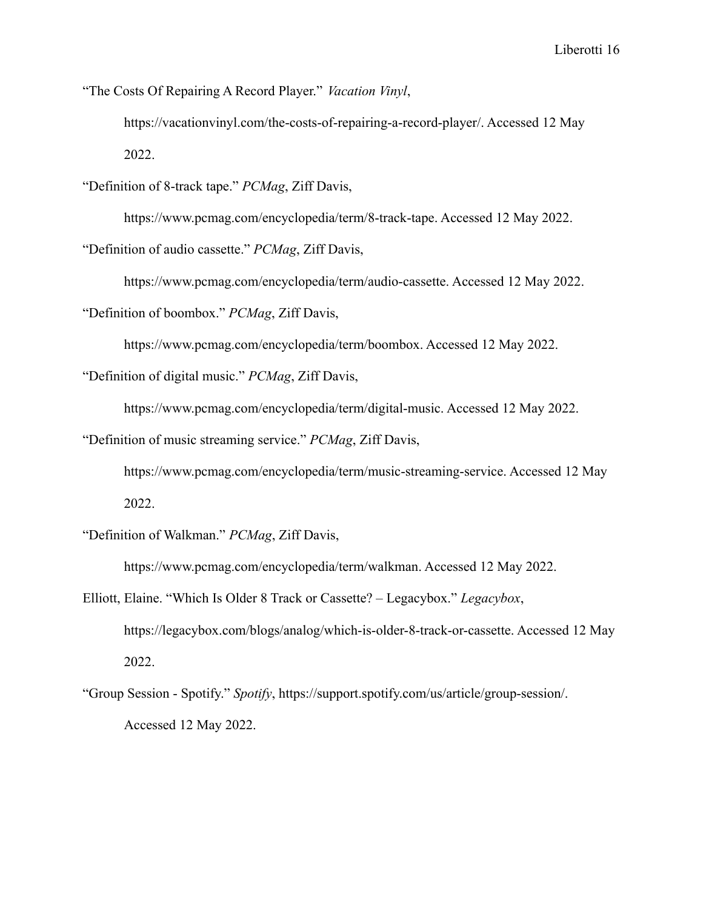"The Costs Of Repairing A Record Player." *Vacation Vinyl*, https://vacationvinyl.com/the-costs-of-repairing-a-record-player/. Accessed 12 May 2022.

"Definition of 8-track tape." *PCMag*, Ziff Davis, https://www.pcmag.com/encyclopedia/term/8-track-tape. Accessed 12 May 2022.

"Definition of audio cassette." *PCMag*, Ziff Davis, https://www.pcmag.com/encyclopedia/term/audio-cassette. Accessed 12 May 2022.

"Definition of boombox." *PCMag*, Ziff Davis, https://www.pcmag.com/encyclopedia/term/boombox. Accessed 12 May 2022.

"Definition of digital music." *PCMag*, Ziff Davis, https://www.pcmag.com/encyclopedia/term/digital-music. Accessed 12 May 2022.

"Definition of music streaming service." *PCMag*, Ziff Davis, https://www.pcmag.com/encyclopedia/term/music-streaming-service. Accessed 12 May 2022.

"Definition of Walkman." *PCMag*, Ziff Davis, https://www.pcmag.com/encyclopedia/term/walkman. Accessed 12 May 2022.

Elliott, Elaine. "Which Is Older 8 Track or Cassette? – Legacybox." *Legacybox*, https://legacybox.com/blogs/analog/which-is-older-8-track-or-cassette. Accessed 12 May 2022.

"Group Session - Spotify." *Spotify*, https://support.spotify.com/us/article/group-session/. Accessed 12 May 2022.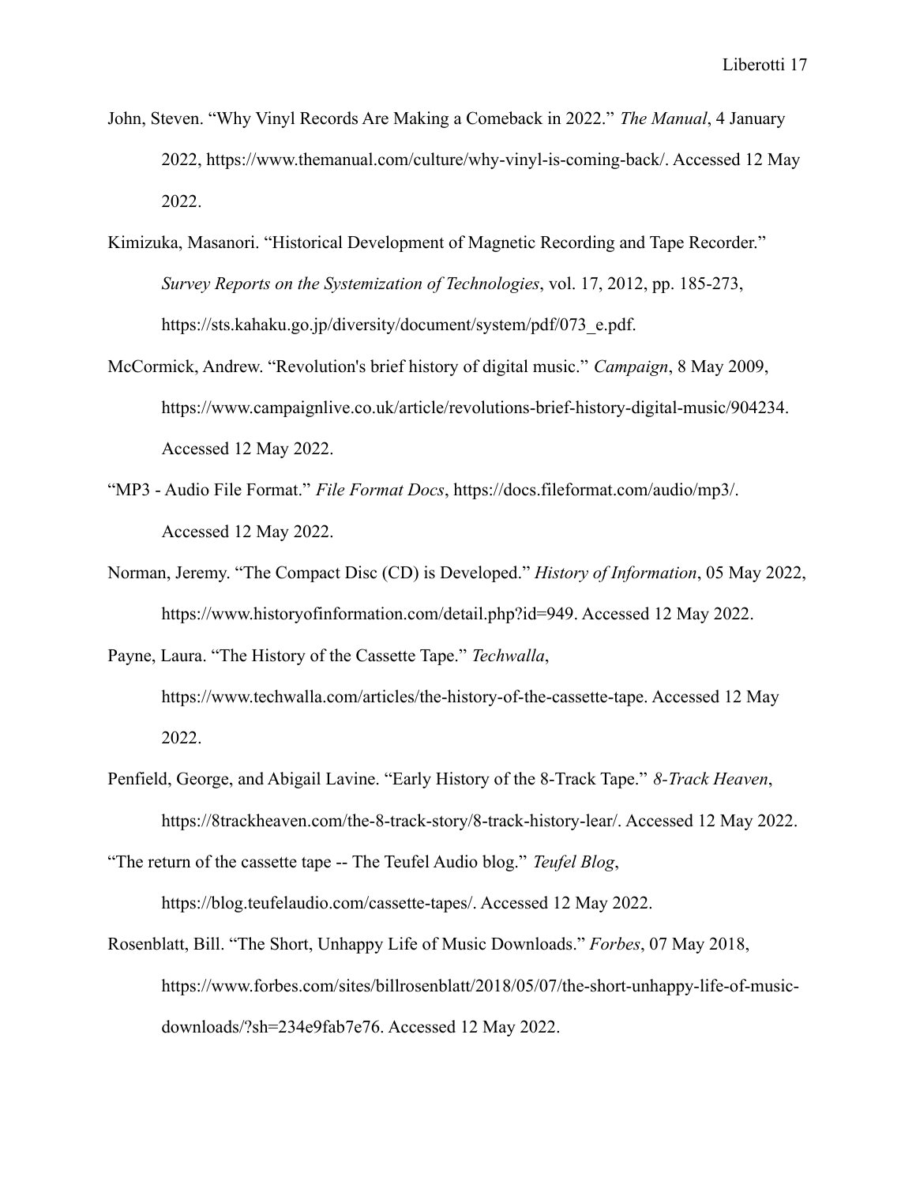John, Steven. “Why Vinyl Records Are Making a Comeback in 2022.” *The Manual*, 4 January 2022, https://www.themanual.com/culture/why-vinyl-is-coming-back/. Accessed 12 May 2022.

Kimizuka, Masanori. “Historical Development of Magnetic Recording and Tape Recorder.” *Survey Reports on the Systemization of Technologies*, vol. 17, 2012, pp. 185-273, https://sts.kahaku.go.jp/diversity/document/system/pdf/073_e.pdf.

McCormick, Andrew. “Revolution's brief history of digital music.” *Campaign*, 8 May 2009, https://www.campaignlive.co.uk/article/revolutions-brief-history-digital-music/904234. Accessed 12 May 2022.

“MP3 - Audio File Format.” *File Format Docs*, https://docs.fileformat.com/audio/mp3/. Accessed 12 May 2022.

Norman, Jeremy. “The Compact Disc (CD) is Developed.” *History of Information*, 05 May 2022, https://www.historyofinformation.com/detail.php?id=949. Accessed 12 May 2022.

Payne, Laura. “The History of the Cassette Tape.” *Techwalla*, https://www.techwalla.com/articles/the-history-of-the-cassette-tape. Accessed 12 May 2022.

Penfield, George, and Abigail Lavine. “Early History of the 8-Track Tape.” *8-Track Heaven*, https://8trackheaven.com/the-8-track-story/8-track-history-lear/. Accessed 12 May 2022.

“The return of the cassette tape -- The Teufel Audio blog.” *Teufel Blog*, https://blog.teufelaudio.com/cassette-tapes/. Accessed 12 May 2022.

Rosenblatt, Bill. “The Short, Unhappy Life of Music Downloads.” *Forbes*, 07 May 2018, https://www.forbes.com/sites/billrosenblatt/2018/05/07/the-short-unhappy-life-of-music-downloads/?sh=234e9fab7e76. Accessed 12 May 2022.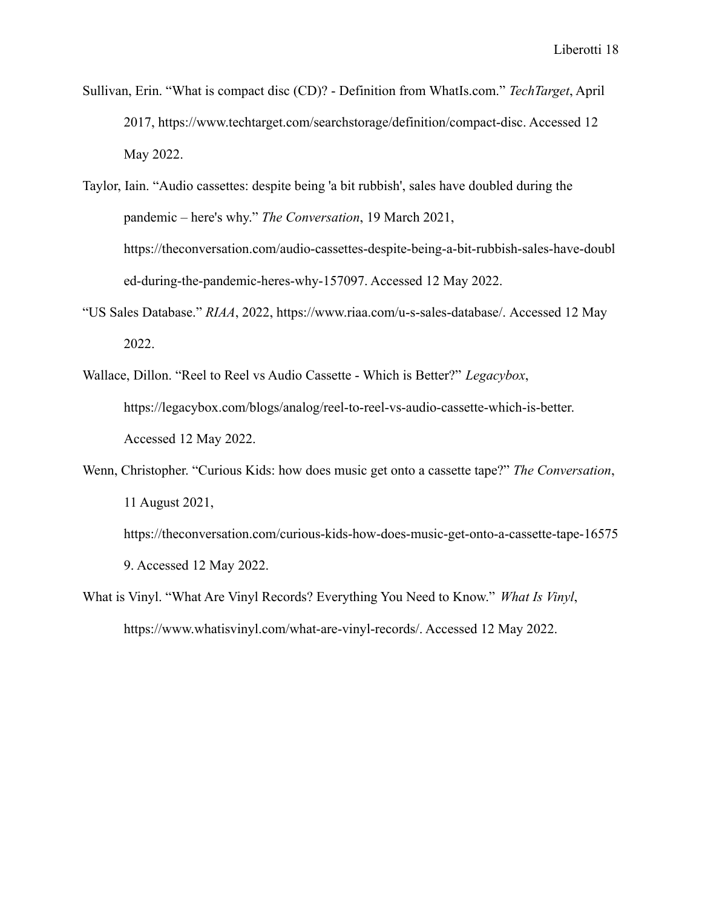Sullivan, Erin. "What is compact disc (CD)? - Definition from WhatIs.com." *TechTarget*, April 2017, https://www.techtarget.com/searchstorage/definition/compact-disc. Accessed 12 May 2022.

Taylor, Iain. "Audio cassettes: despite being 'a bit rubbish', sales have doubled during the pandemic – here's why." *The Conversation*, 19 March 2021, https://theconversation.com/audio-cassettes-despite-being-a-bit-rubbish-sales-have-doubled-during-the-pandemic-heres-why-157097. Accessed 12 May 2022.

"US Sales Database." *RIAA*, 2022, https://www.riaa.com/u-s-sales-database/. Accessed 12 May 2022.

Wallace, Dillon. "Reel to Reel vs Audio Cassette - Which is Better?" *Legacybox*, https://legacybox.com/blogs/analog/reel-to-reel-vs-audio-cassette-which-is-better. Accessed 12 May 2022.

Wenn, Christopher. "Curious Kids: how does music get onto a cassette tape?" *The Conversation*, 11 August 2021, https://theconversation.com/curious-kids-how-does-music-get-onto-a-cassette-tape-165759. Accessed 12 May 2022.

What is Vinyl. "What Are Vinyl Records? Everything You Need to Know." *What Is Vinyl*, https://www.whatisvinyl.com/what-are-vinyl-records/. Accessed 12 May 2022.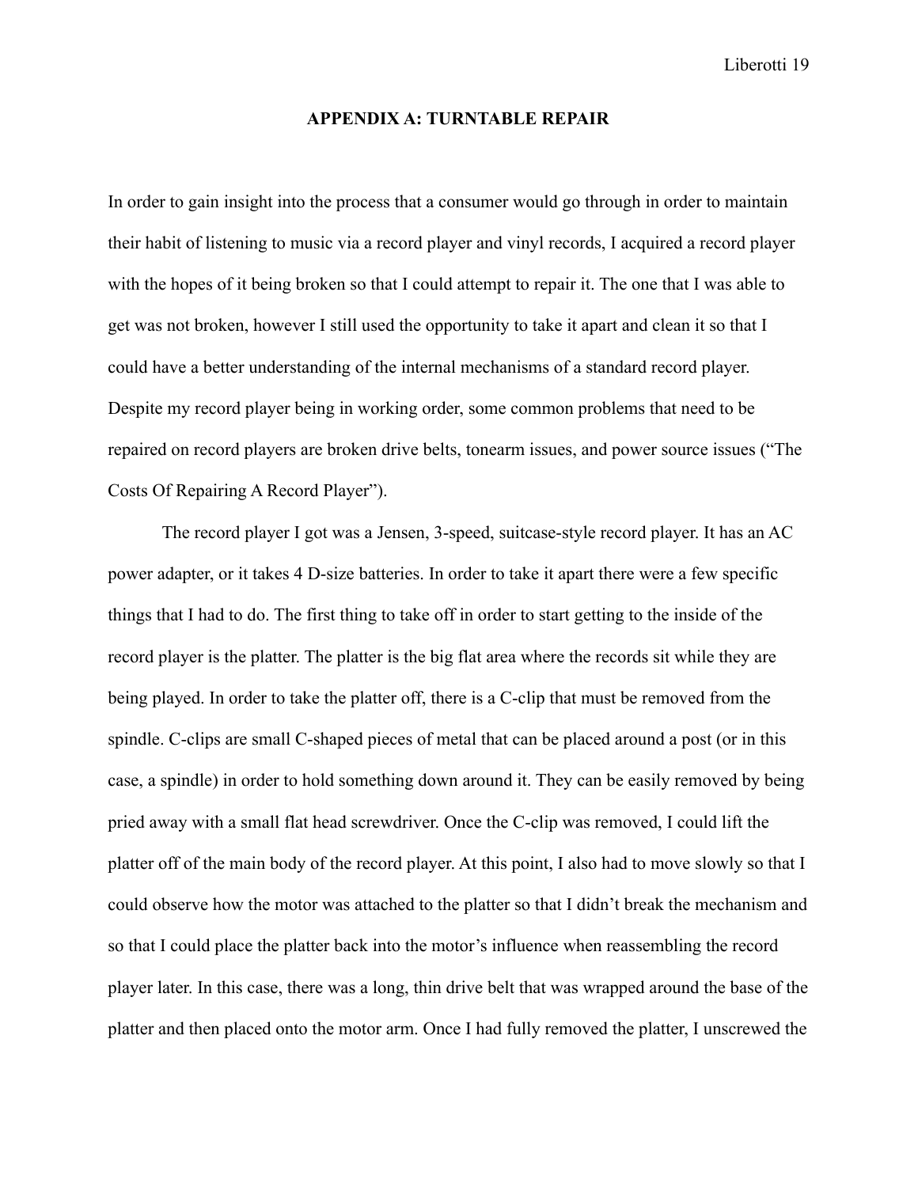## APPENDIX A: TURNTABLE REPAIR

In order to gain insight into the process that a consumer would go through in order to maintain their habit of listening to music via a record player and vinyl records, I acquired a record player with the hopes of it being broken so that I could attempt to repair it. The one that I was able to get was not broken, however I still used the opportunity to take it apart and clean it so that I could have a better understanding of the internal mechanisms of a standard record player. Despite my record player being in working order, some common problems that need to be repaired on record players are broken drive belts, tonearm issues, and power source issues ("The Costs Of Repairing A Record Player").

The record player I got was a Jensen, 3-speed, suitcase-style record player. It has an AC power adapter, or it takes 4 D-size batteries. In order to take it apart there were a few specific things that I had to do. The first thing to take off in order to start getting to the inside of the record player is the platter. The platter is the big flat area where the records sit while they are being played. In order to take the platter off, there is a C-clip that must be removed from the spindle. C-clips are small C-shaped pieces of metal that can be placed around a post (or in this case, a spindle) in order to hold something down around it. They can be easily removed by being pried away with a small flat head screwdriver. Once the C-clip was removed, I could lift the platter off of the main body of the record player. At this point, I also had to move slowly so that I could observe how the motor was attached to the platter so that I didn't break the mechanism and so that I could place the platter back into the motor's influence when reassembling the record player later. In this case, there was a long, thin drive belt that was wrapped around the base of the platter and then placed onto the motor arm. Once I had fully removed the platter, I unscrewed the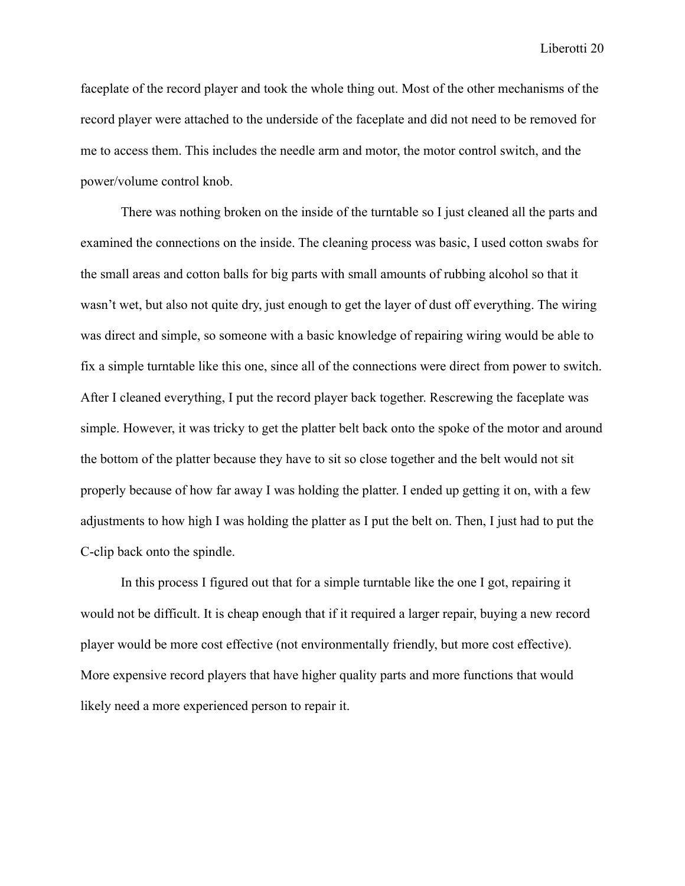faceplate of the record player and took the whole thing out. Most of the other mechanisms of the record player were attached to the underside of the faceplate and did not need to be removed for me to access them. This includes the needle arm and motor, the motor control switch, and the power/volume control knob.

There was nothing broken on the inside of the turntable so I just cleaned all the parts and examined the connections on the inside. The cleaning process was basic, I used cotton swabs for the small areas and cotton balls for big parts with small amounts of rubbing alcohol so that it wasn't wet, but also not quite dry, just enough to get the layer of dust off everything. The wiring was direct and simple, so someone with a basic knowledge of repairing wiring would be able to fix a simple turntable like this one, since all of the connections were direct from power to switch. After I cleaned everything, I put the record player back together. Rescrewing the faceplate was simple. However, it was tricky to get the platter belt back onto the spoke of the motor and around the bottom of the platter because they have to sit so close together and the belt would not sit properly because of how far away I was holding the platter. I ended up getting it on, with a few adjustments to how high I was holding the platter as I put the belt on. Then, I just had to put the C-clip back onto the spindle.

In this process I figured out that for a simple turntable like the one I got, repairing it would not be difficult. It is cheap enough that if it required a larger repair, buying a new record player would be more cost effective (not environmentally friendly, but more cost effective). More expensive record players that have higher quality parts and more functions that would likely need a more experienced person to repair it.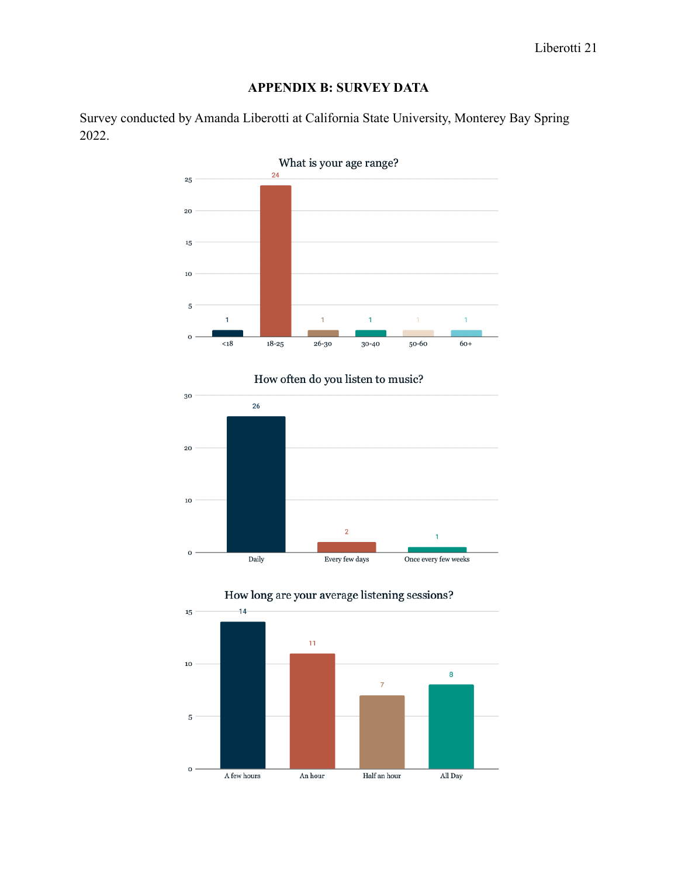## APPENDIX B: SURVEY DATA

Survey conducted by Amanda Liberotti at California State University, Monterey Bay Spring 2022.

**What is your age range?**

| Age range | Count |
|---|---|
| <18 | 1 |
| 18-25 | 24 |
| 26-30 | 1 |
| 30-40 | 1 |
| 50-60 | 1 |
| 60+ | 1 |

**How often do you listen to music?**

| Frequency | Count |
|---|---|
| Daily | 26 |
| Every few days | 2 |
| Once every few weeks | 1 |

**How long are your average listening sessions?**

| Session length | Count |
|---|---|
| A few hours | 14 |
| An hour | 11 |
| Half an hour | 7 |
| All Day | 8 |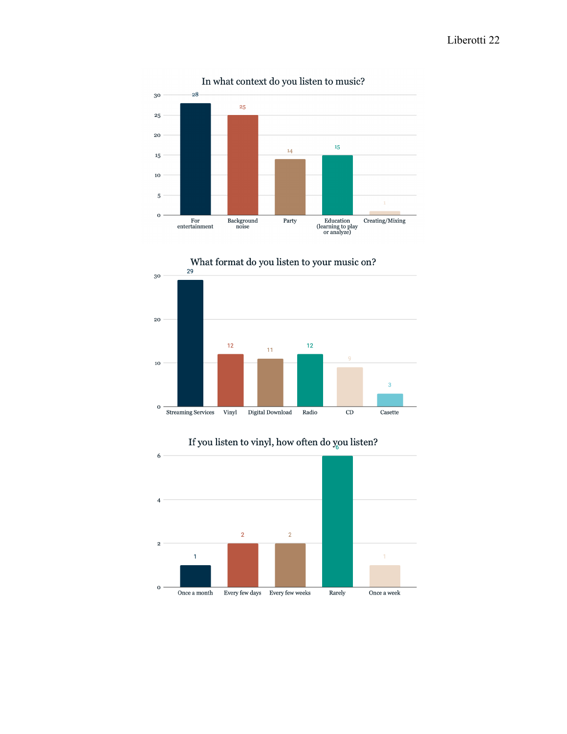### In what context do you listen to music?

| Context | Count |
|---|---|
| For entertainment | 28 |
| Background noise | 25 |
| Party | 14 |
| Education (learning to play or analyze) | 15 |
| Creating/Mixing | 1 |

### What format do you listen to your music on?

| Format | Count |
|---|---|
| Streaming Services | 29 |
| Vinyl | 12 |
| Digital Download | 11 |
| Radio | 12 |
| CD | 9 |
| Casette | 3 |

### If you listen to vinyl, how often do you listen?

| Frequency | Count |
|---|---|
| Once a month | 1 |
| Every few days | 2 |
| Every few weeks | 2 |
| Rarely | 6 |
| Once a week | 1 |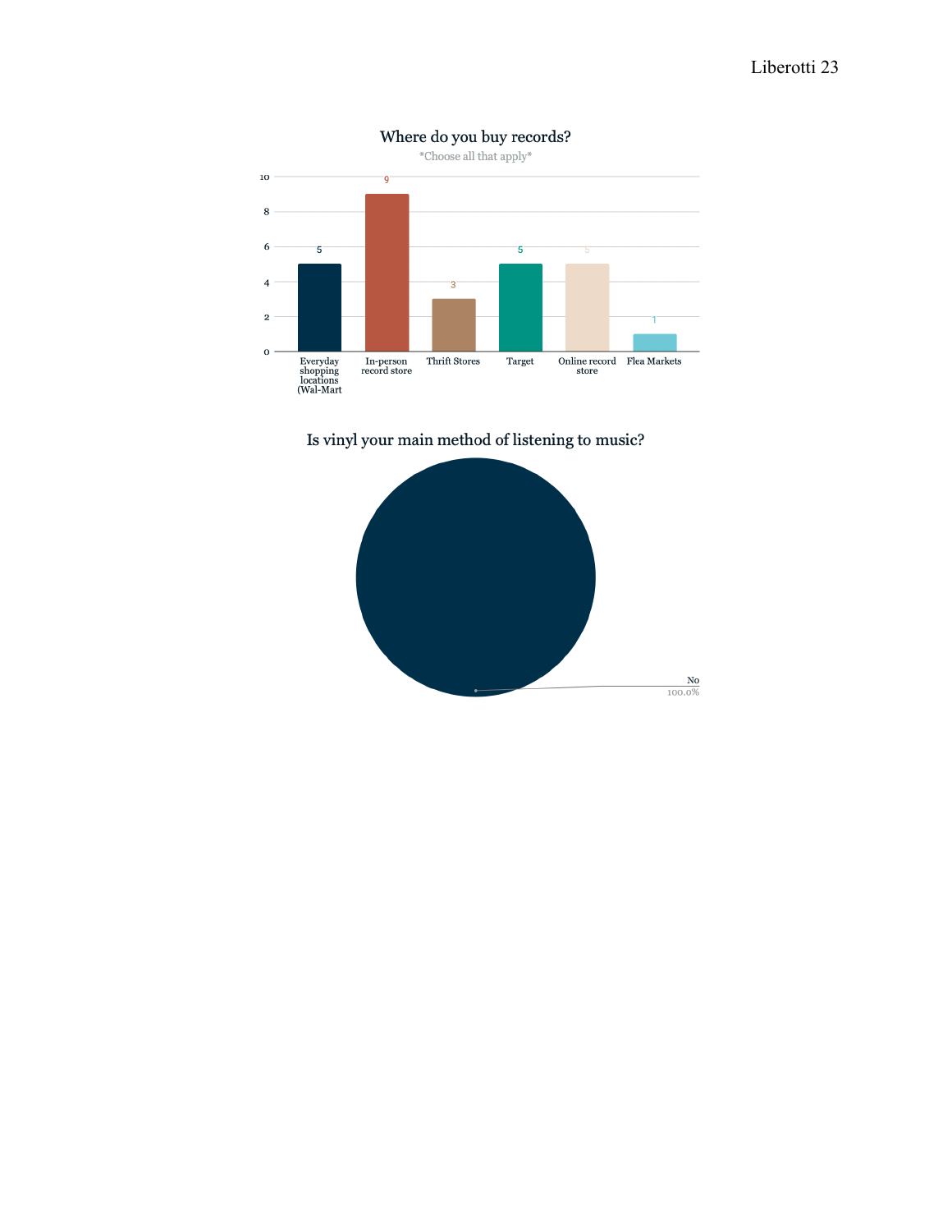**Where do you buy records?**

*Choose all that apply*

| Option | Count |
|---|---|
| Everyday shopping locations (Wal-Mart | 5 |
| In-person record store | 9 |
| Thrift Stores | 3 |
| Target | 5 |
| Online record store | 5 |
| Flea Markets | 1 |

**Is vinyl your main method of listening to music?**

| Response | Percentage |
|---|---|
| No | 100.0% |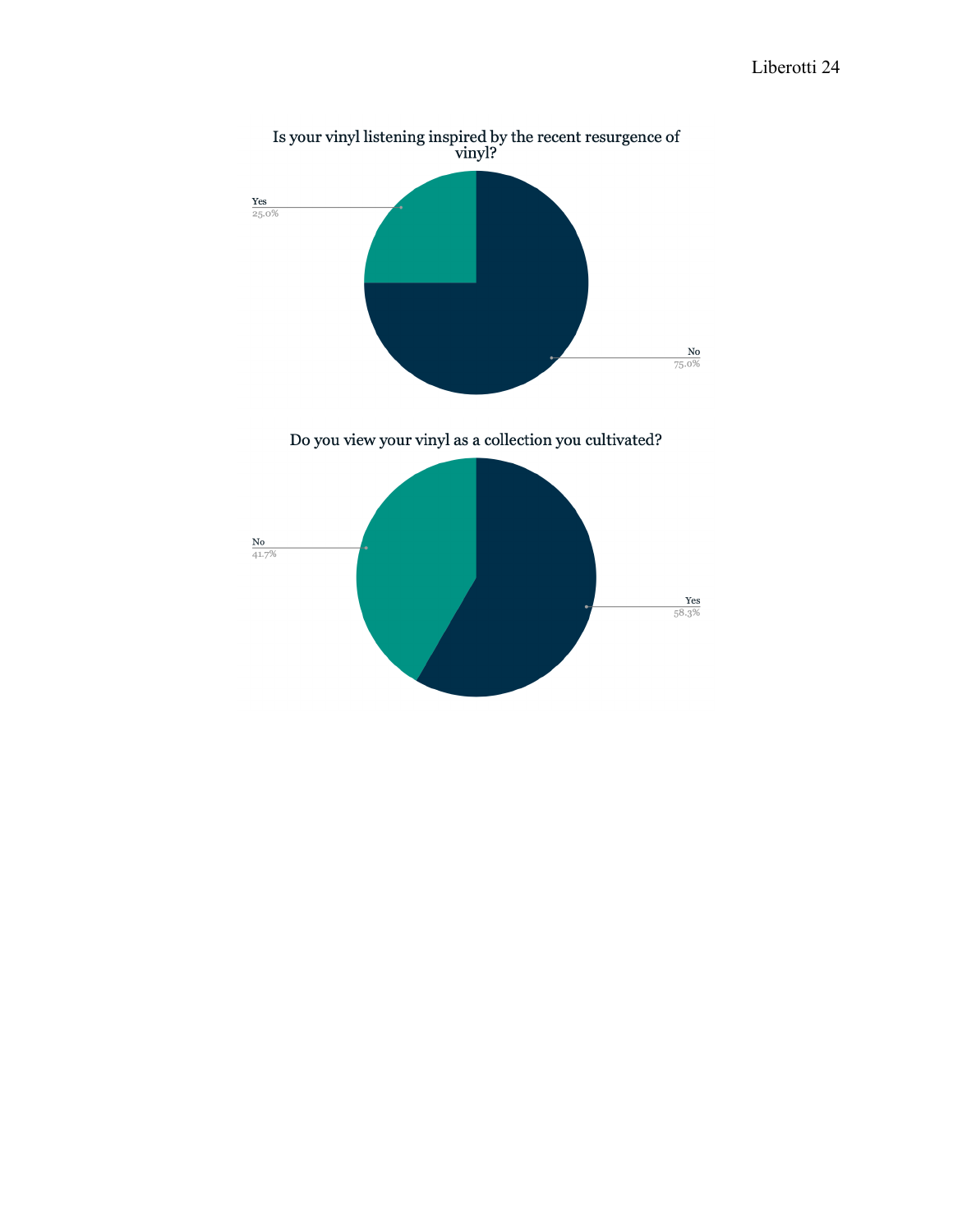Is your vinyl listening inspired by the recent resurgence of vinyl?

Yes
25.0%

No
75.0%

Do you view your vinyl as a collection you cultivated?

No
41.7%

Yes
58.3%